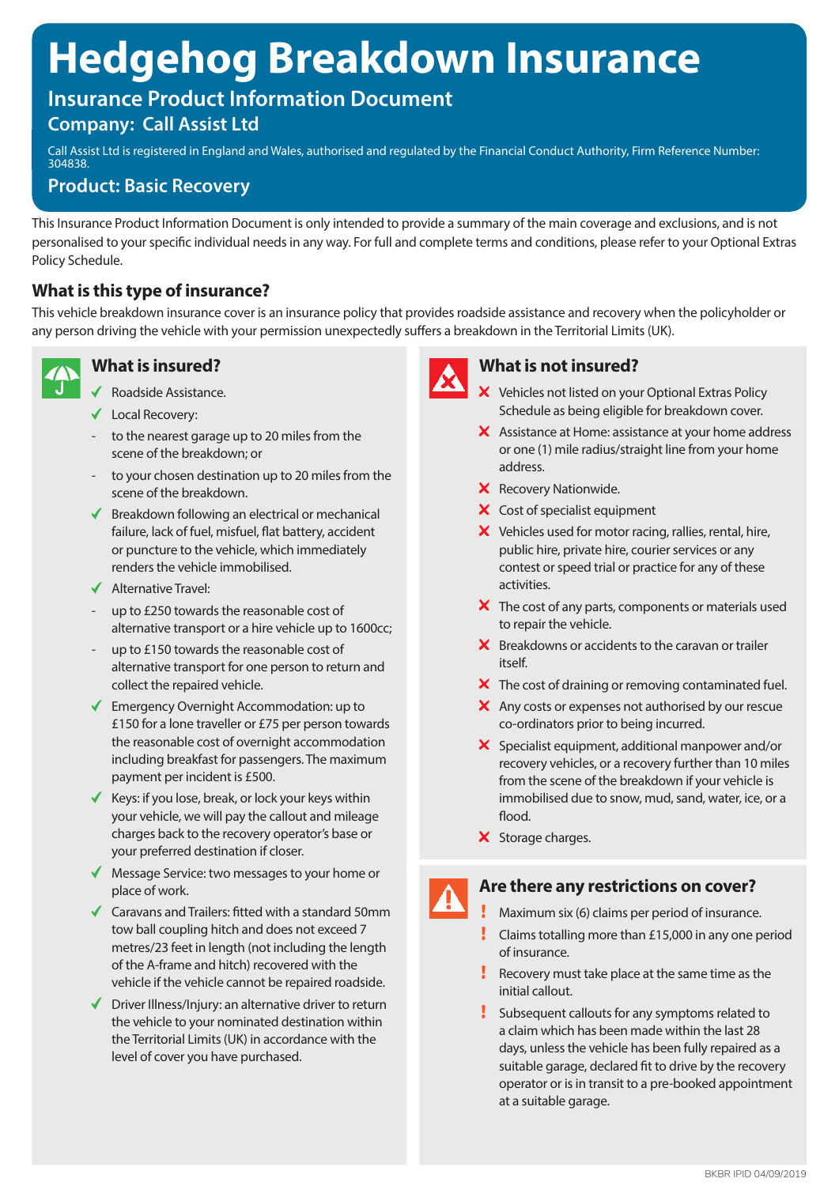# Hedgehog Breakdown Insurance

## Insurance Product Information Document

### Company: Call Assist Ltd

Call Assist Ltd is registered in England and Wales, authorised and regulated by the Financial Conduct Authority, Firm Reference Number: 304838.

### Product: Basic Recovery

This Insurance Product Information Document is only intended to provide a summary of the main coverage and exclusions, and is not personalised to your specific individual needs in any way. For full and complete terms and conditions, please refer to your Optional Extras Policy Schedule.

## What is this type of insurance?

This vehicle breakdown insurance cover is an insurance policy that provides roadside assistance and recovery when the policyholder or any person driving the vehicle with your permission unexpectedly suffers a breakdown in the Territorial Limits (UK).

## What is insured?

- ✓ Roadside Assistance.
- ✓ Local Recovery:
  - to the nearest garage up to 20 miles from the scene of the breakdown; or
  - to your chosen destination up to 20 miles from the scene of the breakdown.
- ✓ Breakdown following an electrical or mechanical failure, lack of fuel, misfuel, flat battery, accident or puncture to the vehicle, which immediately renders the vehicle immobilised.
- ✓ Alternative Travel:
  - up to £250 towards the reasonable cost of alternative transport or a hire vehicle up to 1600cc;
  - up to £150 towards the reasonable cost of alternative transport for one person to return and collect the repaired vehicle.
- ✓ Emergency Overnight Accommodation: up to £150 for a lone traveller or £75 per person towards the reasonable cost of overnight accommodation including breakfast for passengers. The maximum payment per incident is £500.
- ✓ Keys: if you lose, break, or lock your keys within your vehicle, we will pay the callout and mileage charges back to the recovery operator's base or your preferred destination if closer.
- ✓ Message Service: two messages to your home or place of work.
- ✓ Caravans and Trailers: fitted with a standard 50mm tow ball coupling hitch and does not exceed 7 metres/23 feet in length (not including the length of the A-frame and hitch) recovered with the vehicle if the vehicle cannot be repaired roadside.
- ✓ Driver Illness/Injury: an alternative driver to return the vehicle to your nominated destination within the Territorial Limits (UK) in accordance with the level of cover you have purchased.

## What is not insured?

- ✗ Vehicles not listed on your Optional Extras Policy Schedule as being eligible for breakdown cover.
- ✗ Assistance at Home: assistance at your home address or one (1) mile radius/straight line from your home address.
- ✗ Recovery Nationwide.
- ✗ Cost of specialist equipment
- ✗ Vehicles used for motor racing, rallies, rental, hire, public hire, private hire, courier services or any contest or speed trial or practice for any of these activities.
- ✗ The cost of any parts, components or materials used to repair the vehicle.
- ✗ Breakdowns or accidents to the caravan or trailer itself.
- ✗ The cost of draining or removing contaminated fuel.
- ✗ Any costs or expenses not authorised by our rescue co-ordinators prior to being incurred.
- ✗ Specialist equipment, additional manpower and/or recovery vehicles, or a recovery further than 10 miles from the scene of the breakdown if your vehicle is immobilised due to snow, mud, sand, water, ice, or a flood.
- ✗ Storage charges.

## Are there any restrictions on cover?

- ! Maximum six (6) claims per period of insurance.
- ! Claims totalling more than £15,000 in any one period of insurance.
- ! Recovery must take place at the same time as the initial callout.
- ! Subsequent callouts for any symptoms related to a claim which has been made within the last 28 days, unless the vehicle has been fully repaired as a suitable garage, declared fit to drive by the recovery operator or is in transit to a pre-booked appointment at a suitable garage.

BKBR IPID 04/09/2019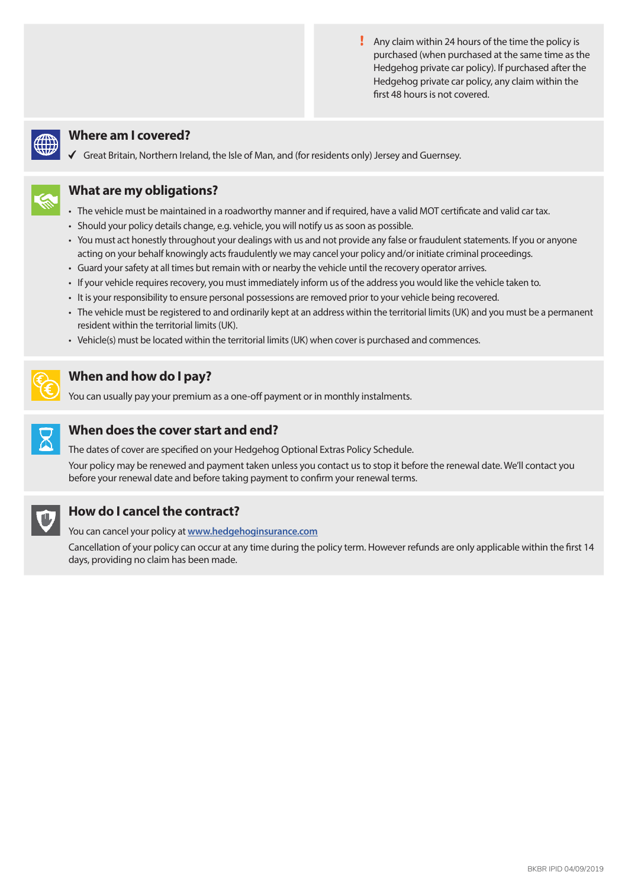! Any claim within 24 hours of the time the policy is purchased (when purchased at the same time as the Hedgehog private car policy). If purchased after the Hedgehog private car policy, any claim within the first 48 hours is not covered.

## Where am I covered?

✓ Great Britain, Northern Ireland, the Isle of Man, and (for residents only) Jersey and Guernsey.

## What are my obligations?

- The vehicle must be maintained in a roadworthy manner and if required, have a valid MOT certificate and valid car tax.
- Should your policy details change, e.g. vehicle, you will notify us as soon as possible.
- You must act honestly throughout your dealings with us and not provide any false or fraudulent statements. If you or anyone acting on your behalf knowingly acts fraudulently we may cancel your policy and/or initiate criminal proceedings.
- Guard your safety at all times but remain with or nearby the vehicle until the recovery operator arrives.
- If your vehicle requires recovery, you must immediately inform us of the address you would like the vehicle taken to.
- It is your responsibility to ensure personal possessions are removed prior to your vehicle being recovered.
- The vehicle must be registered to and ordinarily kept at an address within the territorial limits (UK) and you must be a permanent resident within the territorial limits (UK).
- Vehicle(s) must be located within the territorial limits (UK) when cover is purchased and commences.

## When and how do I pay?

You can usually pay your premium as a one-off payment or in monthly instalments.

## When does the cover start and end?

The dates of cover are specified on your Hedgehog Optional Extras Policy Schedule.

Your policy may be renewed and payment taken unless you contact us to stop it before the renewal date. We'll contact you before your renewal date and before taking payment to confirm your renewal terms.

## How do I cancel the contract?

You can cancel your policy at [www.hedgehoginsurance.com](www.hedgehoginsurance.com)

Cancellation of your policy can occur at any time during the policy term. However refunds are only applicable within the first 14 days, providing no claim has been made.

BKBR IPID 04/09/2019